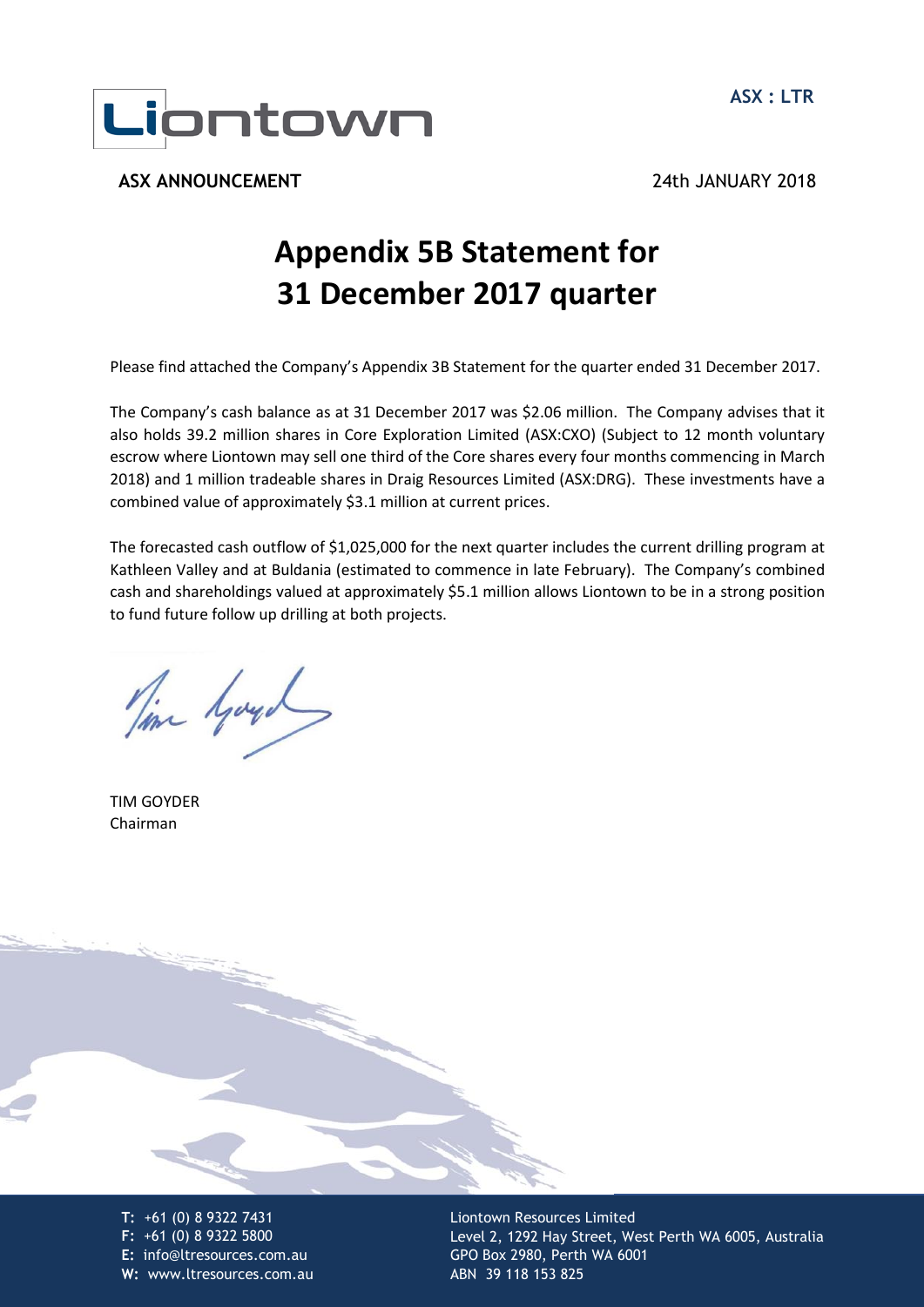ASX : LTR

**ASX ANNOUNCEMENT** 24th JANUARY 2018

# Appendix 5B Statement for 31 December 2017 quarter

Please find attached the Company's Appendix 3B Statement for the quarter ended 31 December 2017.

The Company's cash balance as at 31 December 2017 was $2.06 million. The Company advises that it also holds 39.2 million shares in Core Exploration Limited (ASX:CXO) (Subject to 12 month voluntary escrow where Liontown may sell one third of the Core shares every four months commencing in March 2018) and 1 million tradeable shares in Draig Resources Limited (ASX:DRG). These investments have a combined value of approximately $3.1 million at current prices.

The forecasted cash outflow of $1,025,000 for the next quarter includes the current drilling program at Kathleen Valley and at Buldania (estimated to commence in late February). The Company's combined cash and shareholdings valued at approximately $5.1 million allows Liontown to be in a strong position to fund future follow up drilling at both projects.

TIM GOYDER
Chairman

**T:** +61 (0) 8 9322 7431
**F:** +61 (0) 8 9322 5800
**E:** info@ltresources.com.au
**W:** www.ltresources.com.au

Liontown Resources Limited
Level 2, 1292 Hay Street, West Perth WA 6005, Australia
GPO Box 2980, Perth WA 6001
ABN 39 118 153 825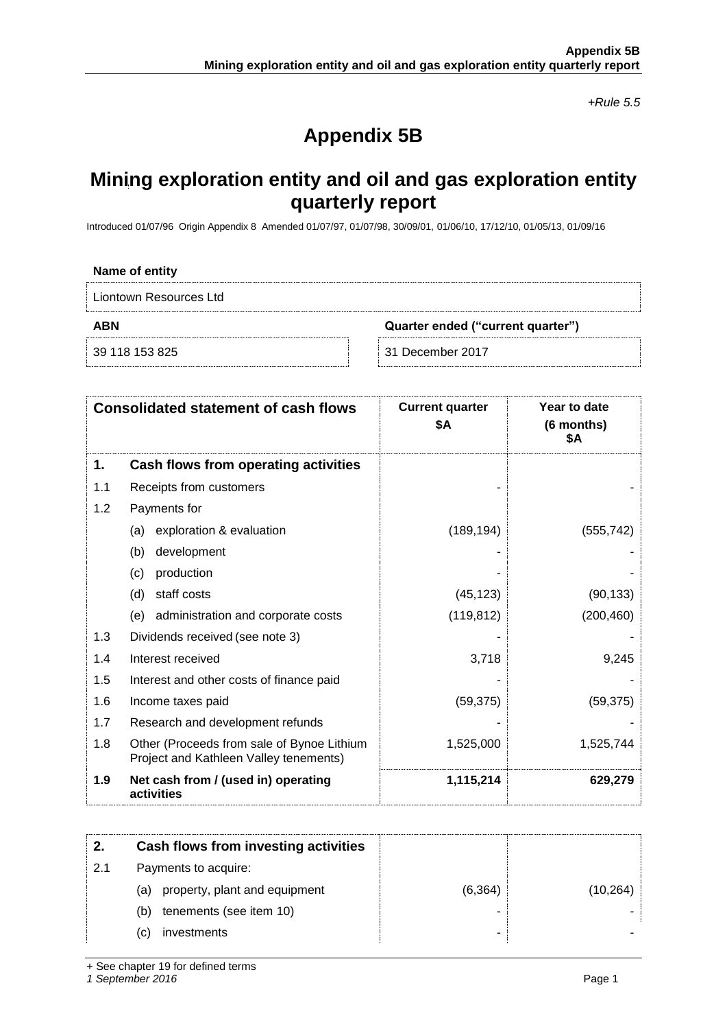*+Rule 5.5*

# Appendix 5B

## Mining exploration entity and oil and gas exploration entity quarterly report

Introduced 01/07/96 Origin Appendix 8 Amended 01/07/97, 01/07/98, 30/09/01, 01/06/10, 17/12/10, 01/05/13, 01/09/16

**Name of entity**

Liontown Resources Ltd

| **ABN** | **Quarter ended ("current quarter")** |
|---|---|
| 39 118 153 825 | 31 December 2017 |

| | **Consolidated statement of cash flows** | **Current quarter $A** | **Year to date (6 months) $A** |
|---|---|---|---|
| **1.** | **Cash flows from operating activities** | | |
| 1.1 | Receipts from customers | - | - |
| 1.2 | Payments for | | |
| | (a) exploration & evaluation | (189,194) | (555,742) |
| | (b) development | - | - |
| | (c) production | - | - |
| | (d) staff costs | (45,123) | (90,133) |
| | (e) administration and corporate costs | (119,812) | (200,460) |
| 1.3 | Dividends received (see note 3) | - | - |
| 1.4 | Interest received | 3,718 | 9,245 |
| 1.5 | Interest and other costs of finance paid | - | - |
| 1.6 | Income taxes paid | (59,375) | (59,375) |
| 1.7 | Research and development refunds | - | - |
| 1.8 | Other (Proceeds from sale of Bynoe Lithium Project and Kathleen Valley tenements) | 1,525,000 | 1,525,744 |
| **1.9** | **Net cash from / (used in) operating activities** | **1,115,214** | **629,279** |
| **2.** | **Cash flows from investing activities** | | |
| 2.1 | Payments to acquire: | | |
| | (a) property, plant and equipment | (6,364) | (10,264) |
| | (b) tenements (see item 10) | - | - |
| | (c) investments | - | - |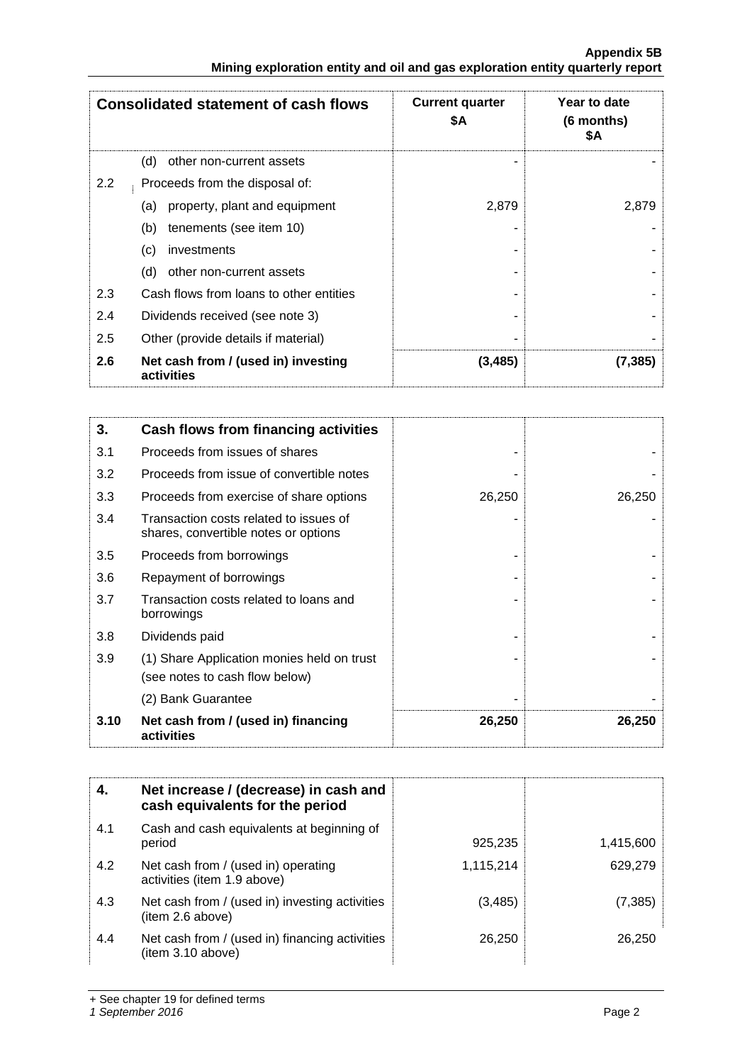| Consolidated statement of cash flows | | Current quarter $A | Year to date (6 months) $A |
|---|---|---|---|
| | (d) other non-current assets | - | - |
| 2.2 | Proceeds from the disposal of: | | |
| | (a) property, plant and equipment | 2,879 | 2,879 |
| | (b) tenements (see item 10) | - | - |
| | (c) investments | - | - |
| | (d) other non-current assets | - | - |
| 2.3 | Cash flows from loans to other entities | - | - |
| 2.4 | Dividends received (see note 3) | - | - |
| 2.5 | Other (provide details if material) | - | - |
| **2.6** | **Net cash from / (used in) investing activities** | **(3,485)** | **(7,385)** |

| **3.** | **Cash flows from financing activities** | | |
|---|---|---|---|
| 3.1 | Proceeds from issues of shares | - | - |
| 3.2 | Proceeds from issue of convertible notes | - | - |
| 3.3 | Proceeds from exercise of share options | 26,250 | 26,250 |
| 3.4 | Transaction costs related to issues of shares, convertible notes or options | - | - |
| 3.5 | Proceeds from borrowings | - | - |
| 3.6 | Repayment of borrowings | - | - |
| 3.7 | Transaction costs related to loans and borrowings | - | - |
| 3.8 | Dividends paid | - | - |
| 3.9 | (1) Share Application monies held on trust (see notes to cash flow below) | - | - |
| | (2) Bank Guarantee | - | - |
| **3.10** | **Net cash from / (used in) financing activities** | **26,250** | **26,250** |

| **4.** | **Net increase / (decrease) in cash and cash equivalents for the period** | | |
|---|---|---|---|
| 4.1 | Cash and cash equivalents at beginning of period | 925,235 | 1,415,600 |
| 4.2 | Net cash from / (used in) operating activities (item 1.9 above) | 1,115,214 | 629,279 |
| 4.3 | Net cash from / (used in) investing activities (item 2.6 above) | (3,485) | (7,385) |
| 4.4 | Net cash from / (used in) financing activities (item 3.10 above) | 26,250 | 26,250 |

+ See chapter 19 for defined terms
*1 September 2016*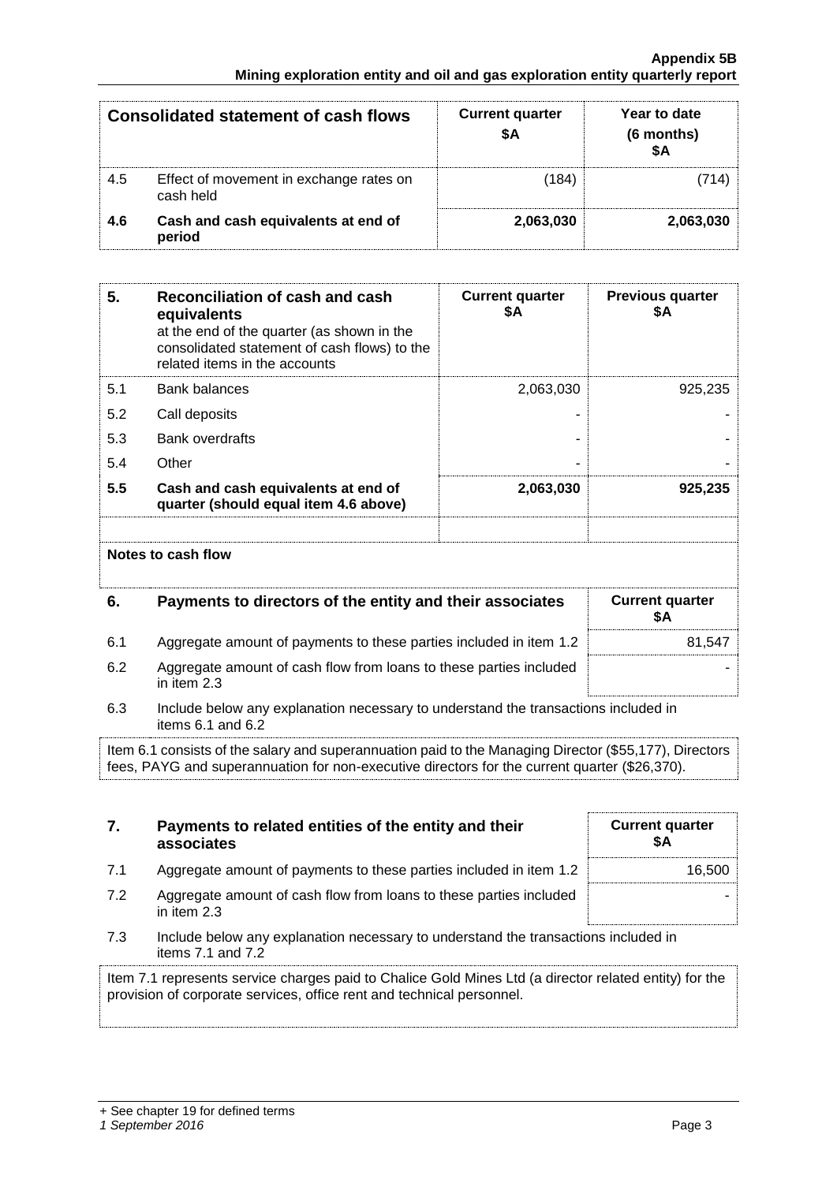| Consolidated statement of cash flows | | Current quarter $A | Year to date (6 months) $A |
|---|---|---|---|
| 4.5 | Effect of movement in exchange rates on cash held | (184) | (714) |
| **4.6** | **Cash and cash equivalents at end of period** | **2,063,030** | **2,063,030** |

| **5.** | **Reconciliation of cash and cash equivalents** at the end of the quarter (as shown in the consolidated statement of cash flows) to the related items in the accounts | **Current quarter $A** | **Previous quarter $A** |
|---|---|---|---|
| 5.1 | Bank balances | 2,063,030 | 925,235 |
| 5.2 | Call deposits | - | - |
| 5.3 | Bank overdrafts | - | - |
| 5.4 | Other | - | - |
| **5.5** | **Cash and cash equivalents at end of quarter (should equal item 4.6 above)** | **2,063,030** | **925,235** |

**Notes to cash flow**

| **6.** | **Payments to directors of the entity and their associates** | **Current quarter $A** |
|---|---|---|
| 6.1 | Aggregate amount of payments to these parties included in item 1.2 | 81,547 |
| 6.2 | Aggregate amount of cash flow from loans to these parties included in item 2.3 | - |

6.3 Include below any explanation necessary to understand the transactions included in items 6.1 and 6.2

Item 6.1 consists of the salary and superannuation paid to the Managing Director ($55,177), Directors fees, PAYG and superannuation for non-executive directors for the current quarter ($26,370).

| **7.** | **Payments to related entities of the entity and their associates** | **Current quarter $A** |
|---|---|---|
| 7.1 | Aggregate amount of payments to these parties included in item 1.2 | 16,500 |
| 7.2 | Aggregate amount of cash flow from loans to these parties included in item 2.3 | - |

7.3 Include below any explanation necessary to understand the transactions included in items 7.1 and 7.2

Item 7.1 represents service charges paid to Chalice Gold Mines Ltd (a director related entity) for the provision of corporate services, office rent and technical personnel.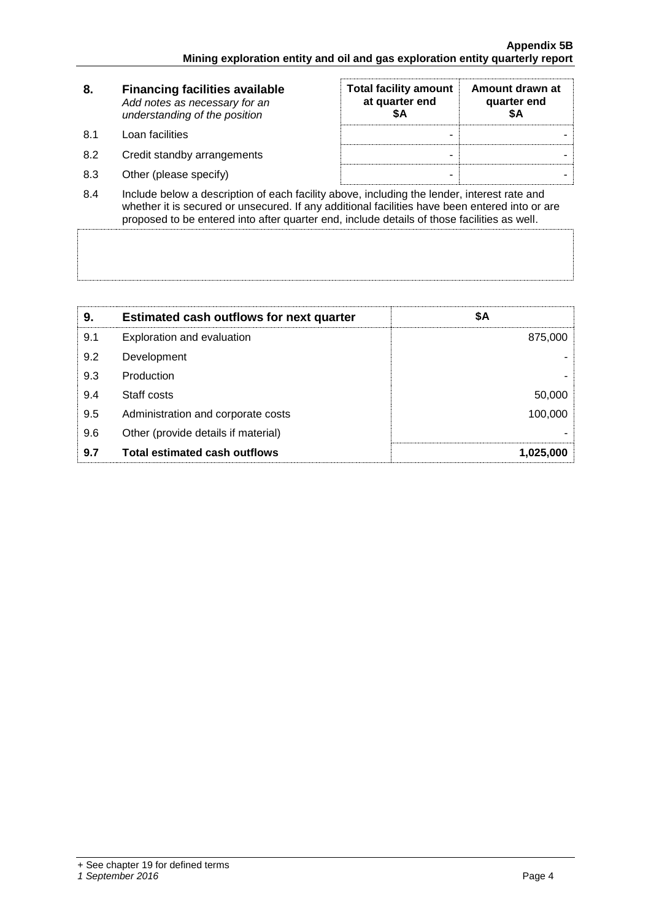| 8. | **Financing facilities available** *Add notes as necessary for an understanding of the position* | **Total facility amount at quarter end $A** | **Amount drawn at quarter end $A** |
|---|---|---|---|
| 8.1 | Loan facilities | - | - |
| 8.2 | Credit standby arrangements | - | - |
| 8.3 | Other (please specify) | - | - |

8.4 Include below a description of each facility above, including the lender, interest rate and whether it is secured or unsecured. If any additional facilities have been entered into or are proposed to be entered into after quarter end, include details of those facilities as well.

| 9. | **Estimated cash outflows for next quarter** | **$A** |
|---|---|---|
| 9.1 | Exploration and evaluation | 875,000 |
| 9.2 | Development | - |
| 9.3 | Production | - |
| 9.4 | Staff costs | 50,000 |
| 9.5 | Administration and corporate costs | 100,000 |
| 9.6 | Other (provide details if material) | - |
| **9.7** | **Total estimated cash outflows** | **1,025,000** |

+ See chapter 19 for defined terms
*1 September 2016*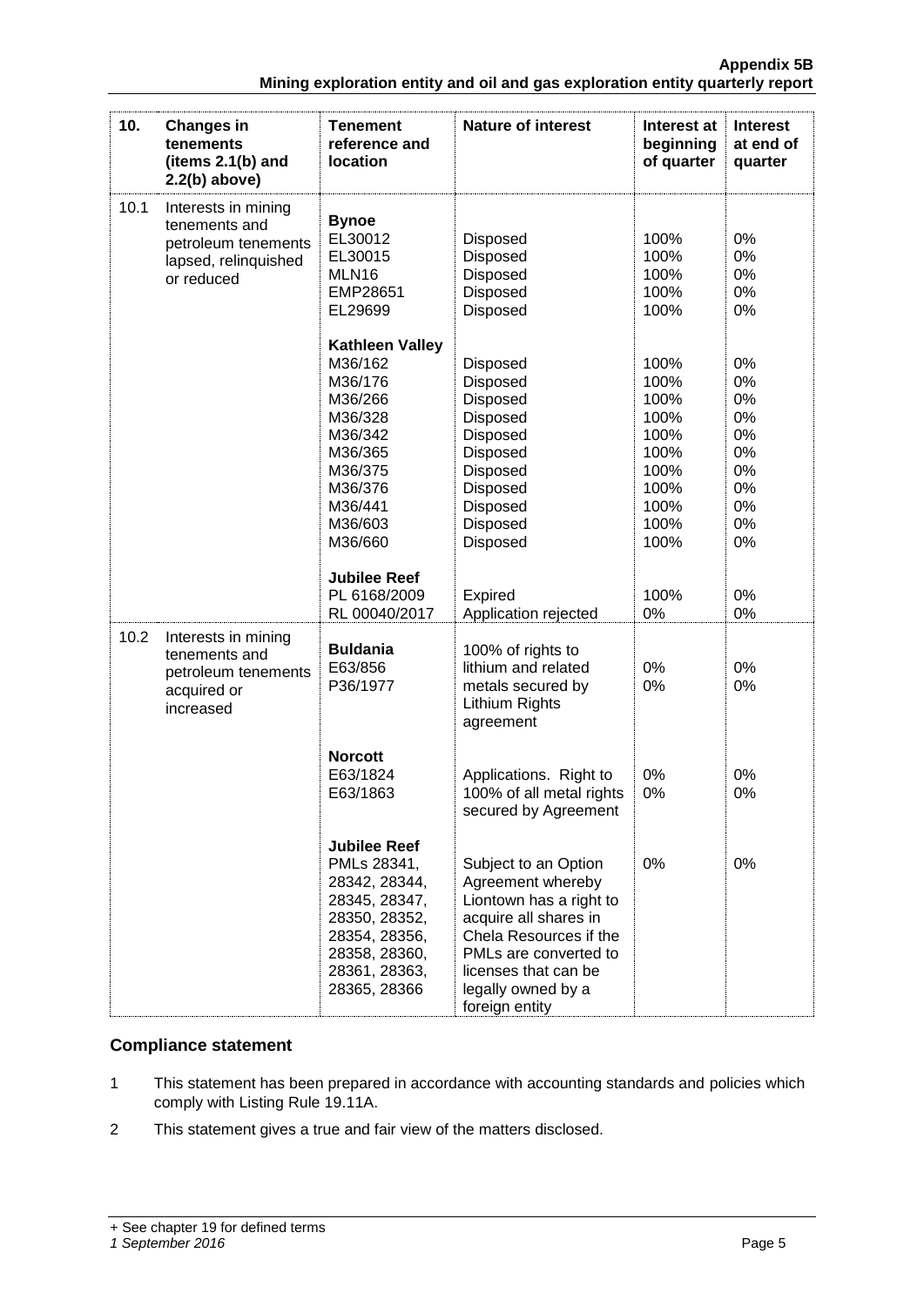| 10. | Changes in tenements (items 2.1(b) and 2.2(b) above) | Tenement reference and location | Nature of interest | Interest at beginning of quarter | Interest at end of quarter |
|---|---|---|---|---|---|
| 10.1 | Interests in mining tenements and petroleum tenements lapsed, relinquished or reduced | **Bynoe** | | | |
| | | EL30012 | Disposed | 100% | 0% |
| | | EL30015 | Disposed | 100% | 0% |
| | | MLN16 | Disposed | 100% | 0% |
| | | EMP28651 | Disposed | 100% | 0% |
| | | EL29699 | Disposed | 100% | 0% |
| | | **Kathleen Valley** | | | |
| | | M36/162 | Disposed | 100% | 0% |
| | | M36/176 | Disposed | 100% | 0% |
| | | M36/266 | Disposed | 100% | 0% |
| | | M36/328 | Disposed | 100% | 0% |
| | | M36/342 | Disposed | 100% | 0% |
| | | M36/365 | Disposed | 100% | 0% |
| | | M36/375 | Disposed | 100% | 0% |
| | | M36/376 | Disposed | 100% | 0% |
| | | M36/441 | Disposed | 100% | 0% |
| | | M36/603 | Disposed | 100% | 0% |
| | | M36/660 | Disposed | 100% | 0% |
| | | **Jubilee Reef** | | | |
| | | PL 6168/2009 | Expired | 100% | 0% |
| | | RL 00040/2017 | Application rejected | 0% | 0% |
| 10.2 | Interests in mining tenements and petroleum tenements acquired or increased | **Buldania** | | | |
| | | E63/856 | 100% of rights to lithium and related metals secured by Lithium Rights agreement | 0% | 0% |
| | | P36/1977 | | 0% | 0% |
| | | **Norcott** | | | |
| | | E63/1824 | Applications. Right to 100% of all metal rights secured by Agreement | 0% | 0% |
| | | E63/1863 | | 0% | 0% |
| | | **Jubilee Reef** | | | |
| | | PMLs 28341, 28342, 28344, 28345, 28347, 28350, 28352, 28354, 28356, 28358, 28360, 28361, 28363, 28365, 28366 | Subject to an Option Agreement whereby Liontown has a right to acquire all shares in Chela Resources if the PMLs are converted to licenses that can be legally owned by a foreign entity | 0% | 0% |

## Compliance statement

1 This statement has been prepared in accordance with accounting standards and policies which comply with Listing Rule 19.11A.

2 This statement gives a true and fair view of the matters disclosed.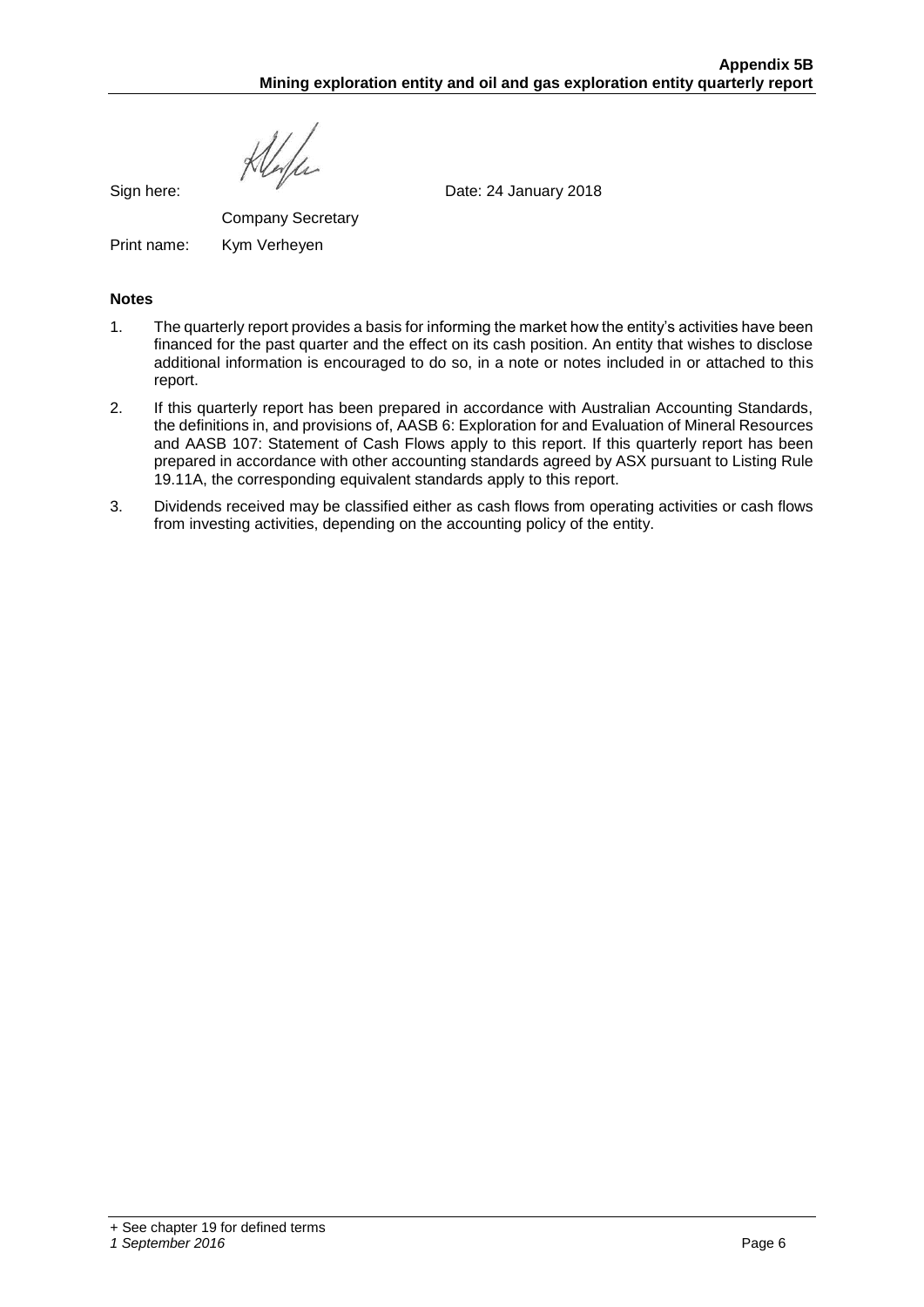Sign here: Date: 24 January 2018

Company Secretary

Print name: Kym Verheyen

## Notes

1. The quarterly report provides a basis for informing the market how the entity's activities have been financed for the past quarter and the effect on its cash position. An entity that wishes to disclose additional information is encouraged to do so, in a note or notes included in or attached to this report.
2. If this quarterly report has been prepared in accordance with Australian Accounting Standards, the definitions in, and provisions of, AASB 6: Exploration for and Evaluation of Mineral Resources and AASB 107: Statement of Cash Flows apply to this report. If this quarterly report has been prepared in accordance with other accounting standards agreed by ASX pursuant to Listing Rule 19.11A, the corresponding equivalent standards apply to this report.
3. Dividends received may be classified either as cash flows from operating activities or cash flows from investing activities, depending on the accounting policy of the entity.